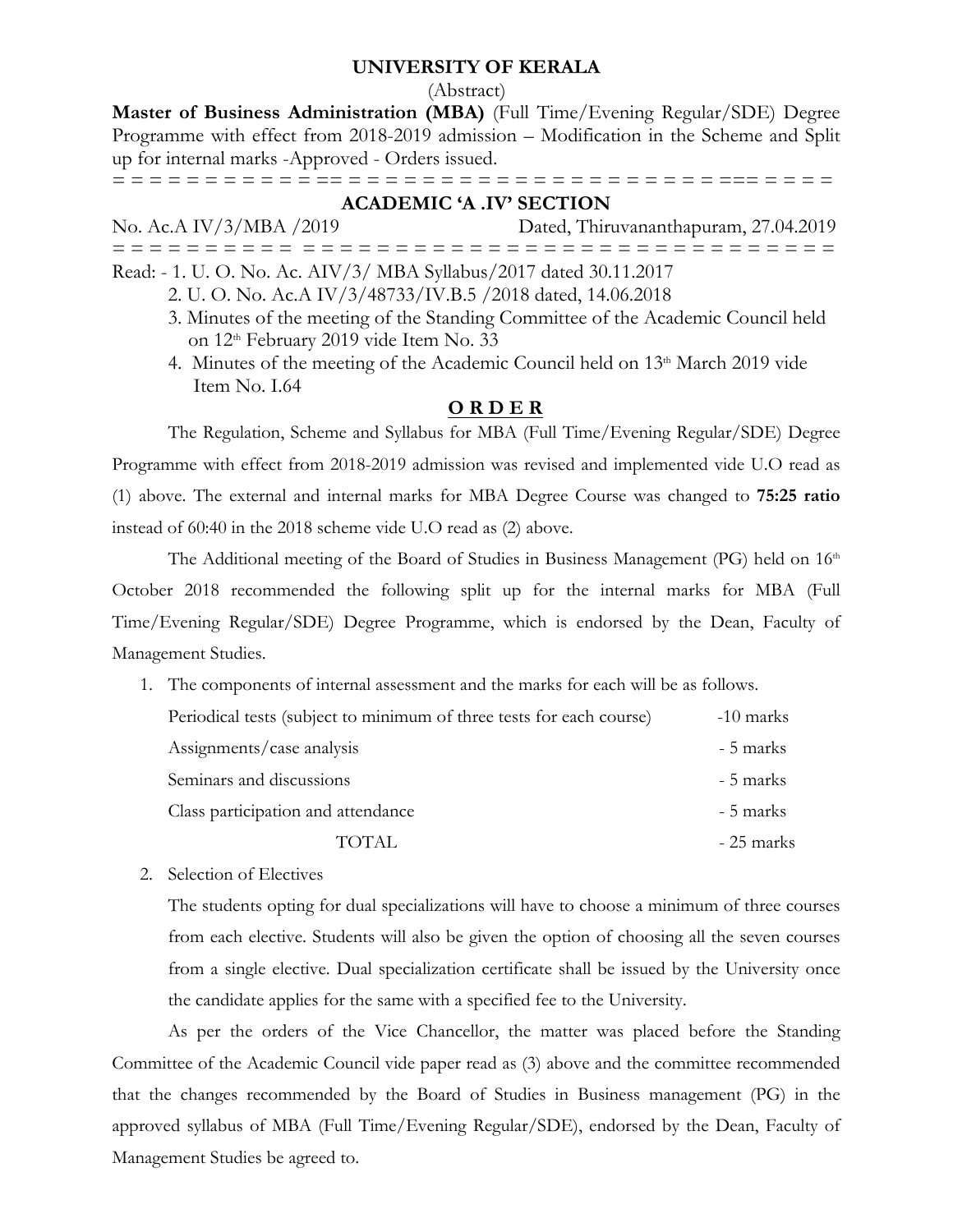**UNIVERSITY OF KERALA**

(Abstract)

**Master of Business Administration (MBA)** (Full Time/Evening Regular/SDE) Degree Programme with effect from 2018-2019 admission – Modification in the Scheme and Split up for internal marks -Approved - Orders issued.

= = = = = = = = = = = == = = = = = = = = = = = = = = = = = = = = = = = = === = = = = =

**ACADEMIC 'A .IV' SECTION**

No. Ac.A IV/3/MBA /2019 Dated, Thiruvananthapuram, 27.04.2019

= = = = = = = = = = = = = = = = = = = = = = = = = = = = = = = = = = = = = = = = = = =

Read: - 1. U. O. No. Ac. AIV/3/ MBA Syllabus/2017 dated 30.11.2017

2. U. O. No. Ac.A IV/3/48733/IV.B.5 /2018 dated, 14.06.2018

3. Minutes of the meeting of the Standing Committee of the Academic Council held on 12th February 2019 vide Item No. 33

4. Minutes of the meeting of the Academic Council held on 13th March 2019 vide Item No. I.64

**O R D E R**

The Regulation, Scheme and Syllabus for MBA (Full Time/Evening Regular/SDE) Degree Programme with effect from 2018-2019 admission was revised and implemented vide U.O read as (1) above. The external and internal marks for MBA Degree Course was changed to **75:25 ratio** instead of 60:40 in the 2018 scheme vide U.O read as (2) above.

The Additional meeting of the Board of Studies in Business Management (PG) held on 16th October 2018 recommended the following split up for the internal marks for MBA (Full Time/Evening Regular/SDE) Degree Programme, which is endorsed by the Dean, Faculty of Management Studies.

1. The components of internal assessment and the marks for each will be as follows.

| | |
|---|---|
| Periodical tests (subject to minimum of three tests for each course) | -10 marks |
| Assignments/case analysis | - 5 marks |
| Seminars and discussions | - 5 marks |
| Class participation and attendance | - 5 marks |
| TOTAL | - 25 marks |

2. Selection of Electives

   The students opting for dual specializations will have to choose a minimum of three courses from each elective. Students will also be given the option of choosing all the seven courses from a single elective. Dual specialization certificate shall be issued by the University once the candidate applies for the same with a specified fee to the University.

As per the orders of the Vice Chancellor, the matter was placed before the Standing Committee of the Academic Council vide paper read as (3) above and the committee recommended that the changes recommended by the Board of Studies in Business management (PG) in the approved syllabus of MBA (Full Time/Evening Regular/SDE), endorsed by the Dean, Faculty of Management Studies be agreed to.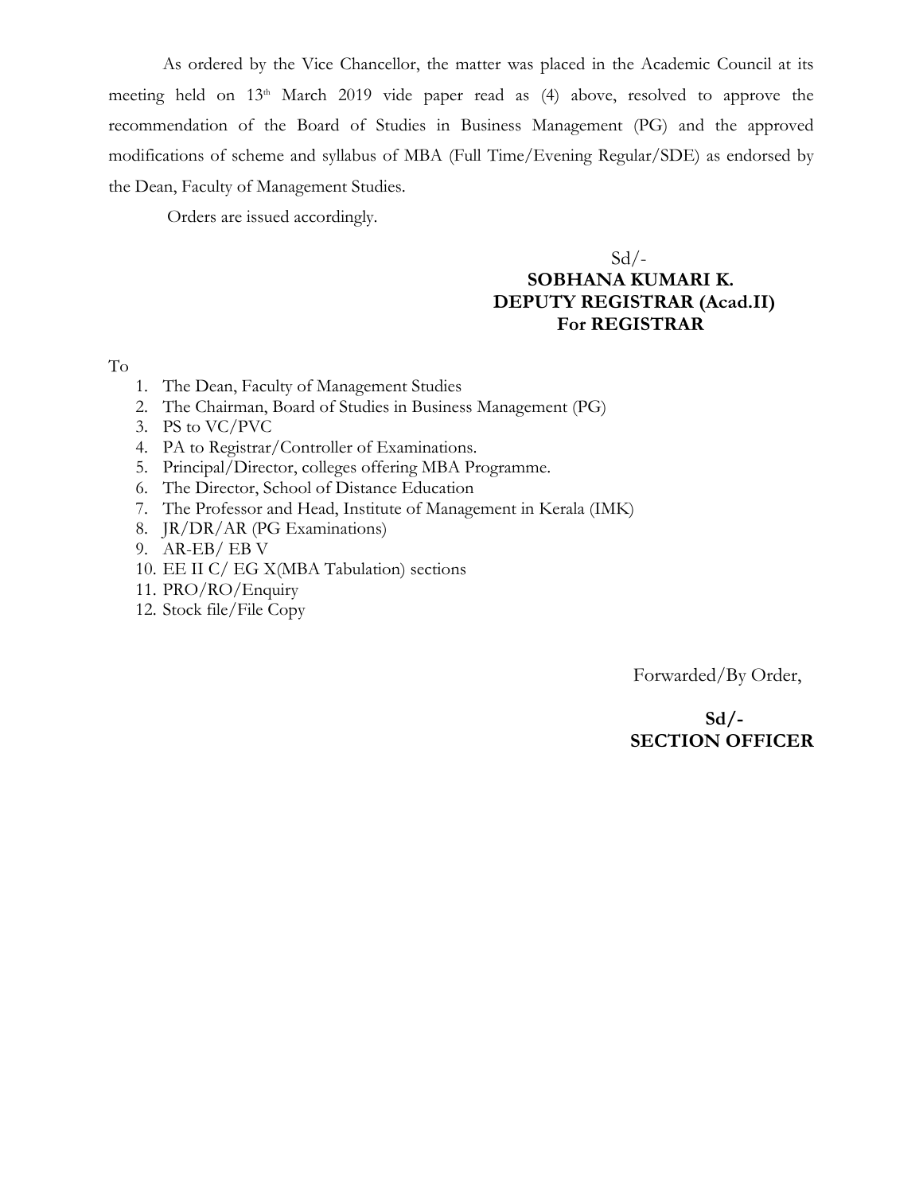As ordered by the Vice Chancellor, the matter was placed in the Academic Council at its meeting held on 13th March 2019 vide paper read as (4) above, resolved to approve the recommendation of the Board of Studies in Business Management (PG) and the approved modifications of scheme and syllabus of MBA (Full Time/Evening Regular/SDE) as endorsed by the Dean, Faculty of Management Studies.

Orders are issued accordingly.

Sd/-
**SOBHANA KUMARI K.**
**DEPUTY REGISTRAR (Acad.II)**
**For REGISTRAR**

To

1. The Dean, Faculty of Management Studies
2. The Chairman, Board of Studies in Business Management (PG)
3. PS to VC/PVC
4. PA to Registrar/Controller of Examinations.
5. Principal/Director, colleges offering MBA Programme.
6. The Director, School of Distance Education
7. The Professor and Head, Institute of Management in Kerala (IMK)
8. JR/DR/AR (PG Examinations)
9. AR-EB/ EB V
10. EE II C/ EG X(MBA Tabulation) sections
11. PRO/RO/Enquiry
12. Stock file/File Copy

Forwarded/By Order,

**Sd/-**
**SECTION OFFICER**